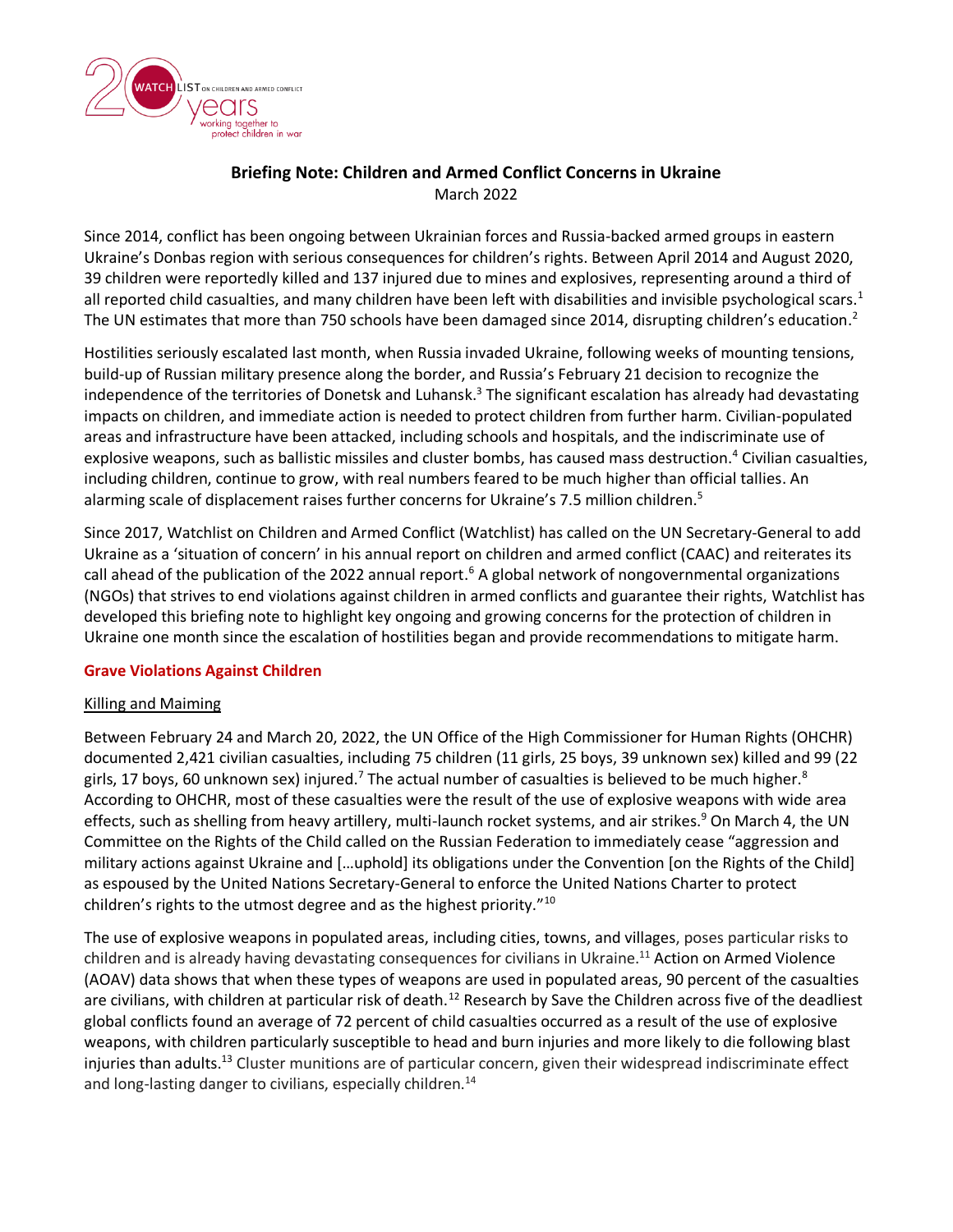## Briefing Note: Children and Armed Conflict Concerns in Ukraine

March 2022

Since 2014, conflict has been ongoing between Ukrainian forces and Russia-backed armed groups in eastern Ukraine's Donbas region with serious consequences for children's rights. Between April 2014 and August 2020, 39 children were reportedly killed and 137 injured due to mines and explosives, representing around a third of all reported child casualties, and many children have been left with disabilities and invisible psychological scars.[1] The UN estimates that more than 750 schools have been damaged since 2014, disrupting children's education.[2]

Hostilities seriously escalated last month, when Russia invaded Ukraine, following weeks of mounting tensions, build-up of Russian military presence along the border, and Russia's February 21 decision to recognize the independence of the territories of Donetsk and Luhansk.[3] The significant escalation has already had devastating impacts on children, and immediate action is needed to protect children from further harm. Civilian-populated areas and infrastructure have been attacked, including schools and hospitals, and the indiscriminate use of explosive weapons, such as ballistic missiles and cluster bombs, has caused mass destruction.[4] Civilian casualties, including children, continue to grow, with real numbers feared to be much higher than official tallies. An alarming scale of displacement raises further concerns for Ukraine's 7.5 million children.[5]

Since 2017, Watchlist on Children and Armed Conflict (Watchlist) has called on the UN Secretary-General to add Ukraine as a 'situation of concern' in his annual report on children and armed conflict (CAAC) and reiterates its call ahead of the publication of the 2022 annual report.[6] A global network of nongovernmental organizations (NGOs) that strives to end violations against children in armed conflicts and guarantee their rights, Watchlist has developed this briefing note to highlight key ongoing and growing concerns for the protection of children in Ukraine one month since the escalation of hostilities began and provide recommendations to mitigate harm.

### Grave Violations Against Children

#### Killing and Maiming

Between February 24 and March 20, 2022, the UN Office of the High Commissioner for Human Rights (OHCHR) documented 2,421 civilian casualties, including 75 children (11 girls, 25 boys, 39 unknown sex) killed and 99 (22 girls, 17 boys, 60 unknown sex) injured.[7] The actual number of casualties is believed to be much higher.[8] According to OHCHR, most of these casualties were the result of the use of explosive weapons with wide area effects, such as shelling from heavy artillery, multi-launch rocket systems, and air strikes.[9] On March 4, the UN Committee on the Rights of the Child called on the Russian Federation to immediately cease "aggression and military actions against Ukraine and […uphold] its obligations under the Convention [on the Rights of the Child] as espoused by the United Nations Secretary-General to enforce the United Nations Charter to protect children's rights to the utmost degree and as the highest priority."[10]

The use of explosive weapons in populated areas, including cities, towns, and villages, poses particular risks to children and is already having devastating consequences for civilians in Ukraine.[11] Action on Armed Violence (AOAV) data shows that when these types of weapons are used in populated areas, 90 percent of the casualties are civilians, with children at particular risk of death.[12] Research by Save the Children across five of the deadliest global conflicts found an average of 72 percent of child casualties occurred as a result of the use of explosive weapons, with children particularly susceptible to head and burn injuries and more likely to die following blast injuries than adults.[13] Cluster munitions are of particular concern, given their widespread indiscriminate effect and long-lasting danger to civilians, especially children.[14]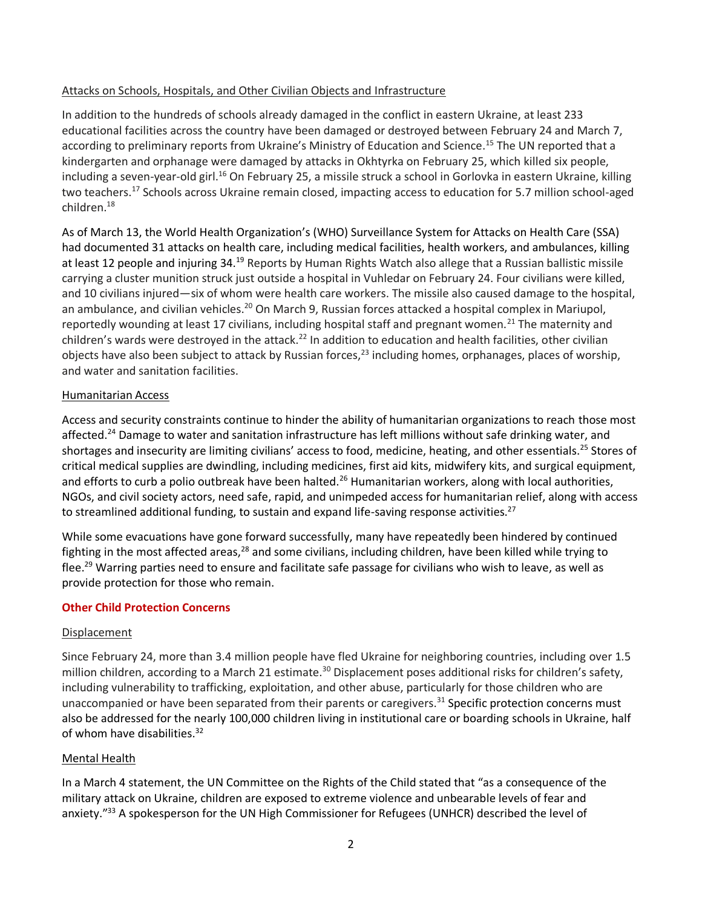Attacks on Schools, Hospitals, and Other Civilian Objects and Infrastructure

In addition to the hundreds of schools already damaged in the conflict in eastern Ukraine, at least 233 educational facilities across the country have been damaged or destroyed between February 24 and March 7, according to preliminary reports from Ukraine's Ministry of Education and Science.[15] The UN reported that a kindergarten and orphanage were damaged by attacks in Okhtyrka on February 25, which killed six people, including a seven-year-old girl.[16] On February 25, a missile struck a school in Gorlovka in eastern Ukraine, killing two teachers.[17] Schools across Ukraine remain closed, impacting access to education for 5.7 million school-aged children.[18]

As of March 13, the World Health Organization's (WHO) Surveillance System for Attacks on Health Care (SSA) had documented 31 attacks on health care, including medical facilities, health workers, and ambulances, killing at least 12 people and injuring 34.[19] Reports by Human Rights Watch also allege that a Russian ballistic missile carrying a cluster munition struck just outside a hospital in Vuhledar on February 24. Four civilians were killed, and 10 civilians injured—six of whom were health care workers. The missile also caused damage to the hospital, an ambulance, and civilian vehicles.[20] On March 9, Russian forces attacked a hospital complex in Mariupol, reportedly wounding at least 17 civilians, including hospital staff and pregnant women.[21] The maternity and children's wards were destroyed in the attack.[22] In addition to education and health facilities, other civilian objects have also been subject to attack by Russian forces,[23] including homes, orphanages, places of worship, and water and sanitation facilities.

Humanitarian Access

Access and security constraints continue to hinder the ability of humanitarian organizations to reach those most affected.[24] Damage to water and sanitation infrastructure has left millions without safe drinking water, and shortages and insecurity are limiting civilians' access to food, medicine, heating, and other essentials.[25] Stores of critical medical supplies are dwindling, including medicines, first aid kits, midwifery kits, and surgical equipment, and efforts to curb a polio outbreak have been halted.[26] Humanitarian workers, along with local authorities, NGOs, and civil society actors, need safe, rapid, and unimpeded access for humanitarian relief, along with access to streamlined additional funding, to sustain and expand life-saving response activities.[27]

While some evacuations have gone forward successfully, many have repeatedly been hindered by continued fighting in the most affected areas,[28] and some civilians, including children, have been killed while trying to flee.[29] Warring parties need to ensure and facilitate safe passage for civilians who wish to leave, as well as provide protection for those who remain.

## Other Child Protection Concerns

Displacement

Since February 24, more than 3.4 million people have fled Ukraine for neighboring countries, including over 1.5 million children, according to a March 21 estimate.[30] Displacement poses additional risks for children's safety, including vulnerability to trafficking, exploitation, and other abuse, particularly for those children who are unaccompanied or have been separated from their parents or caregivers.[31] Specific protection concerns must also be addressed for the nearly 100,000 children living in institutional care or boarding schools in Ukraine, half of whom have disabilities.[32]

Mental Health

In a March 4 statement, the UN Committee on the Rights of the Child stated that "as a consequence of the military attack on Ukraine, children are exposed to extreme violence and unbearable levels of fear and anxiety."[33] A spokesperson for the UN High Commissioner for Refugees (UNHCR) described the level of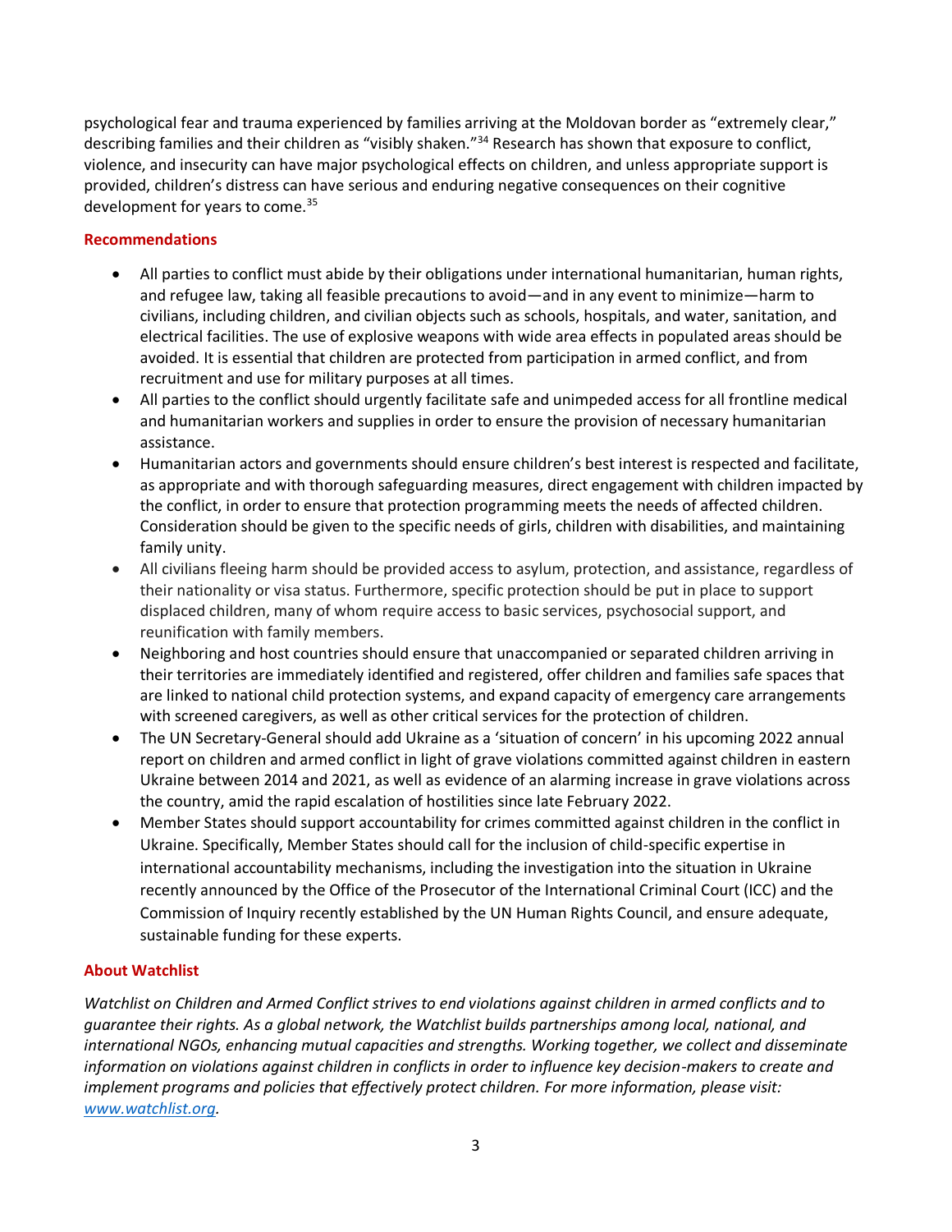psychological fear and trauma experienced by families arriving at the Moldovan border as "extremely clear," describing families and their children as "visibly shaken."[34] Research has shown that exposure to conflict, violence, and insecurity can have major psychological effects on children, and unless appropriate support is provided, children's distress can have serious and enduring negative consequences on their cognitive development for years to come.[35]

## Recommendations

- All parties to conflict must abide by their obligations under international humanitarian, human rights, and refugee law, taking all feasible precautions to avoid—and in any event to minimize—harm to civilians, including children, and civilian objects such as schools, hospitals, and water, sanitation, and electrical facilities. The use of explosive weapons with wide area effects in populated areas should be avoided. It is essential that children are protected from participation in armed conflict, and from recruitment and use for military purposes at all times.
- All parties to the conflict should urgently facilitate safe and unimpeded access for all frontline medical and humanitarian workers and supplies in order to ensure the provision of necessary humanitarian assistance.
- Humanitarian actors and governments should ensure children's best interest is respected and facilitate, as appropriate and with thorough safeguarding measures, direct engagement with children impacted by the conflict, in order to ensure that protection programming meets the needs of affected children. Consideration should be given to the specific needs of girls, children with disabilities, and maintaining family unity.
- All civilians fleeing harm should be provided access to asylum, protection, and assistance, regardless of their nationality or visa status. Furthermore, specific protection should be put in place to support displaced children, many of whom require access to basic services, psychosocial support, and reunification with family members.
- Neighboring and host countries should ensure that unaccompanied or separated children arriving in their territories are immediately identified and registered, offer children and families safe spaces that are linked to national child protection systems, and expand capacity of emergency care arrangements with screened caregivers, as well as other critical services for the protection of children.
- The UN Secretary-General should add Ukraine as a 'situation of concern' in his upcoming 2022 annual report on children and armed conflict in light of grave violations committed against children in eastern Ukraine between 2014 and 2021, as well as evidence of an alarming increase in grave violations across the country, amid the rapid escalation of hostilities since late February 2022.
- Member States should support accountability for crimes committed against children in the conflict in Ukraine. Specifically, Member States should call for the inclusion of child-specific expertise in international accountability mechanisms, including the investigation into the situation in Ukraine recently announced by the Office of the Prosecutor of the International Criminal Court (ICC) and the Commission of Inquiry recently established by the UN Human Rights Council, and ensure adequate, sustainable funding for these experts.

## About Watchlist

*Watchlist on Children and Armed Conflict strives to end violations against children in armed conflicts and to guarantee their rights. As a global network, the Watchlist builds partnerships among local, national, and international NGOs, enhancing mutual capacities and strengths. Working together, we collect and disseminate information on violations against children in conflicts in order to influence key decision-makers to create and implement programs and policies that effectively protect children. For more information, please visit: [www.watchlist.org](http://www.watchlist.org).*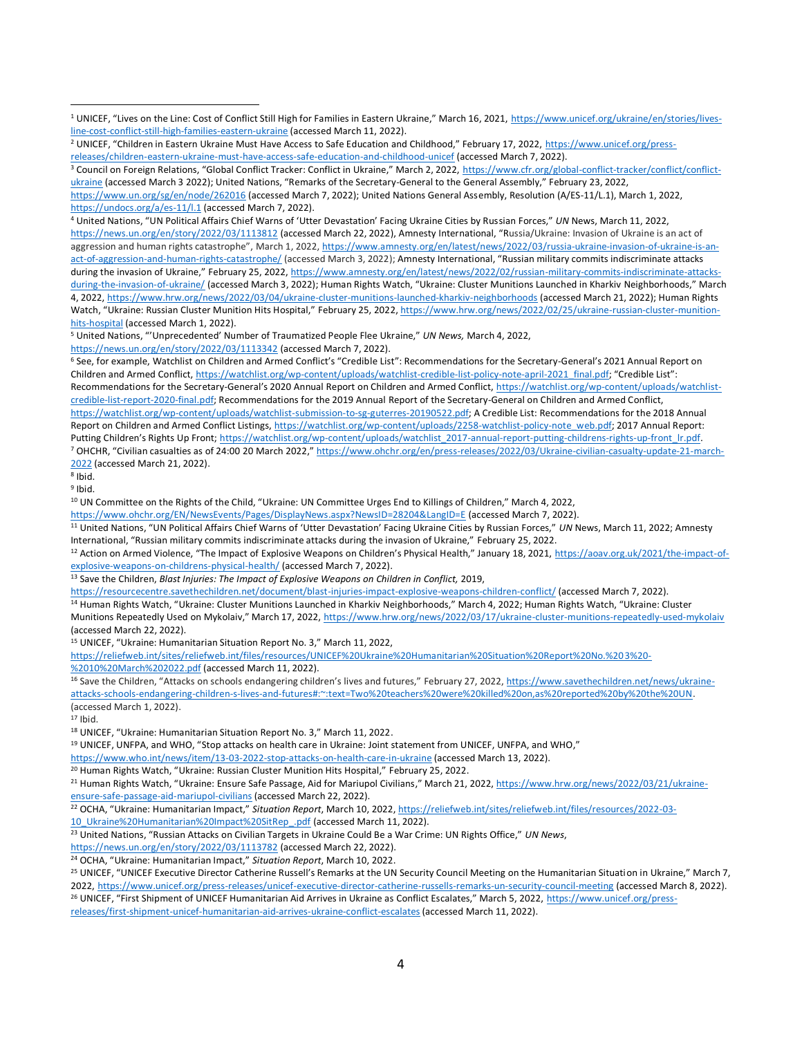[1] UNICEF, "Lives on the Line: Cost of Conflict Still High for Families in Eastern Ukraine," March 16, 2021, https://www.unicef.org/ukraine/en/stories/lives-line-cost-conflict-still-high-families-eastern-ukraine (accessed March 11, 2022).

[2] UNICEF, "Children in Eastern Ukraine Must Have Access to Safe Education and Childhood," February 17, 2022, https://www.unicef.org/press-releases/children-eastern-ukraine-must-have-access-safe-education-and-childhood-unicef (accessed March 7, 2022).

[3] Council on Foreign Relations, "Global Conflict Tracker: Conflict in Ukraine," March 2, 2022, https://www.cfr.org/global-conflict-tracker/conflict/conflict-ukraine (accessed March 3 2022); United Nations, "Remarks of the Secretary-General to the General Assembly," February 23, 2022, https://www.un.org/sg/en/node/262016 (accessed March 7, 2022); United Nations General Assembly, Resolution (A/ES-11/L.1), March 1, 2022, https://undocs.org/a/es-11/l.1 (accessed March 7, 2022).

[4] United Nations, "UN Political Affairs Chief Warns of 'Utter Devastation' Facing Ukraine Cities by Russian Forces," *UN* News, March 11, 2022, https://news.un.org/en/story/2022/03/1113812 (accessed March 22, 2022), Amnesty International, "Russia/Ukraine: Invasion of Ukraine is an act of aggression and human rights catastrophe", March 1, 2022, https://www.amnesty.org/en/latest/news/2022/03/russia-ukraine-invasion-of-ukraine-is-an-act-of-aggression-and-human-rights-catastrophe/ (accessed March 3, 2022); Amnesty International, "Russian military commits indiscriminate attacks during the invasion of Ukraine," February 25, 2022, https://www.amnesty.org/en/latest/news/2022/02/russian-military-commits-indiscriminate-attacks-during-the-invasion-of-ukraine/ (accessed March 3, 2022); Human Rights Watch, "Ukraine: Cluster Munitions Launched in Kharkiv Neighborhoods," March 4, 2022, https://www.hrw.org/news/2022/03/04/ukraine-cluster-munitions-launched-kharkiv-neighborhoods (accessed March 21, 2022); Human Rights Watch, "Ukraine: Russian Cluster Munition Hits Hospital," February 25, 2022, https://www.hrw.org/news/2022/02/25/ukraine-russian-cluster-munition-hits-hospital (accessed March 1, 2022).

[5] United Nations, "'Unprecedented' Number of Traumatized People Flee Ukraine," *UN News,* March 4, 2022, https://news.un.org/en/story/2022/03/1113342 (accessed March 7, 2022).

[6] See, for example, Watchlist on Children and Armed Conflict's "Credible List": Recommendations for the Secretary-General's 2021 Annual Report on Children and Armed Conflict, https://watchlist.org/wp-content/uploads/watchlist-credible-list-policy-note-april-2021_final.pdf; "Credible List": Recommendations for the Secretary-General's 2020 Annual Report on Children and Armed Conflict, https://watchlist.org/wp-content/uploads/watchlist-credible-list-report-2020-final.pdf; Recommendations for the 2019 Annual Report of the Secretary-General on Children and Armed Conflict, https://watchlist.org/wp-content/uploads/watchlist-submission-to-sg-guterres-20190522.pdf; A Credible List: Recommendations for the 2018 Annual Report on Children and Armed Conflict Listings, https://watchlist.org/wp-content/uploads/2258-watchlist-policy-note_web.pdf; 2017 Annual Report: Putting Children's Rights Up Front; https://watchlist.org/wp-content/uploads/watchlist_2017-annual-report-putting-childrens-rights-up-front_lr.pdf.

[7] OHCHR, "Civilian casualties as of 24:00 20 March 2022," https://www.ohchr.org/en/press-releases/2022/03/Ukraine-civilian-casualty-update-21-march-2022 (accessed March 21, 2022).

[8] Ibid.

[9] Ibid.

[10] UN Committee on the Rights of the Child, "Ukraine: UN Committee Urges End to Killings of Children," March 4, 2022, https://www.ohchr.org/EN/NewsEvents/Pages/DisplayNews.aspx?NewsID=28204&LangID=E (accessed March 7, 2022).

[11] United Nations, "UN Political Affairs Chief Warns of 'Utter Devastation' Facing Ukraine Cities by Russian Forces," *UN* News, March 11, 2022; Amnesty International, "Russian military commits indiscriminate attacks during the invasion of Ukraine," February 25, 2022.

[12] Action on Armed Violence, "The Impact of Explosive Weapons on Children's Physical Health," January 18, 2021, https://aoav.org.uk/2021/the-impact-of-explosive-weapons-on-childrens-physical-health/ (accessed March 7, 2022).

[13] Save the Children, *Blast Injuries: The Impact of Explosive Weapons on Children in Conflict,* 2019, https://resourcecentre.savethechildren.net/document/blast-injuries-impact-explosive-weapons-children-conflict/ (accessed March 7, 2022).

[14] Human Rights Watch, "Ukraine: Cluster Munitions Launched in Kharkiv Neighborhoods," March 4, 2022; Human Rights Watch, "Ukraine: Cluster Munitions Repeatedly Used on Mykolaiv," March 17, 2022, https://www.hrw.org/news/2022/03/17/ukraine-cluster-munitions-repeatedly-used-mykolaiv (accessed March 22, 2022).

[15] UNICEF, "Ukraine: Humanitarian Situation Report No. 3," March 11, 2022, https://reliefweb.int/sites/reliefweb.int/files/resources/UNICEF%20Ukraine%20Humanitarian%20Situation%20Report%20No.%203%20-%2010%20March%202022.pdf (accessed March 11, 2022).

[16] Save the Children, "Attacks on schools endangering children's lives and futures," February 27, 2022, https://www.savethechildren.net/news/ukraine-attacks-schools-endangering-children-s-lives-and-futures#:~:text=Two%20teachers%20were%20killed%20on,as%20reported%20by%20the%20UN. (accessed March 1, 2022).

[17] Ibid.

[18] UNICEF, "Ukraine: Humanitarian Situation Report No. 3," March 11, 2022.

[19] UNICEF, UNFPA, and WHO, "Stop attacks on health care in Ukraine: Joint statement from UNICEF, UNFPA, and WHO," https://www.who.int/news/item/13-03-2022-stop-attacks-on-health-care-in-ukraine (accessed March 13, 2022).

[20] Human Rights Watch, "Ukraine: Russian Cluster Munition Hits Hospital," February 25, 2022.

[21] Human Rights Watch, "Ukraine: Ensure Safe Passage, Aid for Mariupol Civilians," March 21, 2022, https://www.hrw.org/news/2022/03/21/ukraine-ensure-safe-passage-aid-mariupol-civilians (accessed March 22, 2022).

[22] OCHA, "Ukraine: Humanitarian Impact," *Situation Report*, March 10, 2022, https://reliefweb.int/sites/reliefweb.int/files/resources/2022-03-10_Ukraine%20Humanitarian%20Impact%20SitRep_.pdf (accessed March 11, 2022).

[23] United Nations, "Russian Attacks on Civilian Targets in Ukraine Could Be a War Crime: UN Rights Office," *UN News*, https://news.un.org/en/story/2022/03/1113782 (accessed March 22, 2022).

[24] OCHA, "Ukraine: Humanitarian Impact," *Situation Report*, March 10, 2022.

[25] UNICEF, "UNICEF Executive Director Catherine Russell's Remarks at the UN Security Council Meeting on the Humanitarian Situation in Ukraine," March 7, 2022, https://www.unicef.org/press-releases/unicef-executive-director-catherine-russells-remarks-un-security-council-meeting (accessed March 8, 2022).

[26] UNICEF, "First Shipment of UNICEF Humanitarian Aid Arrives in Ukraine as Conflict Escalates," March 5, 2022, https://www.unicef.org/press-releases/first-shipment-unicef-humanitarian-aid-arrives-ukraine-conflict-escalates (accessed March 11, 2022).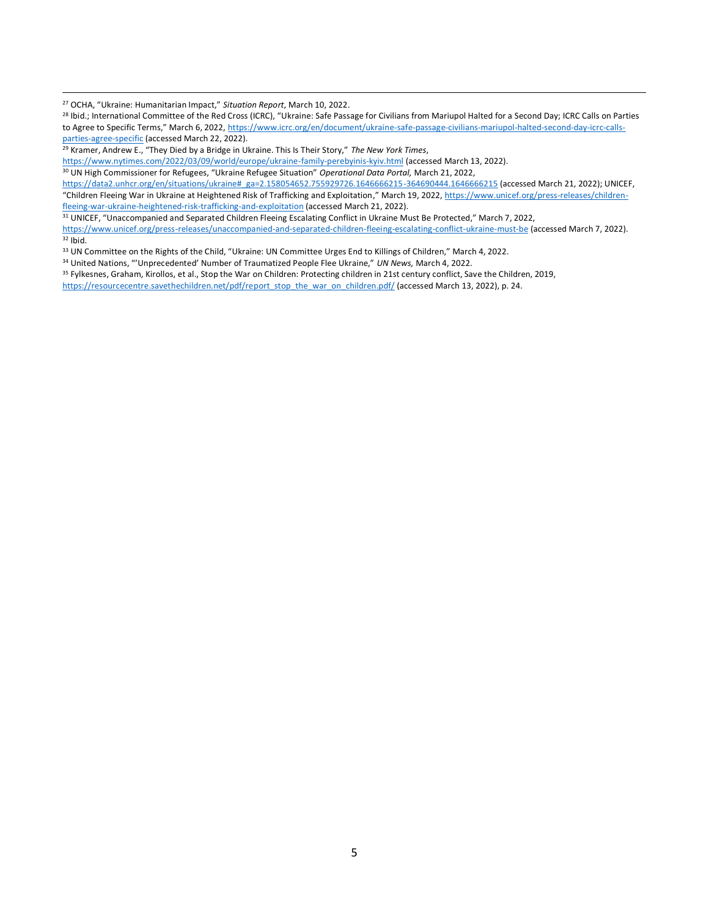[27] OCHA, "Ukraine: Humanitarian Impact," *Situation Report*, March 10, 2022.

[28] Ibid.; International Committee of the Red Cross (ICRC), "Ukraine: Safe Passage for Civilians from Mariupol Halted for a Second Day; ICRC Calls on Parties to Agree to Specific Terms," March 6, 2022, https://www.icrc.org/en/document/ukraine-safe-passage-civilians-mariupol-halted-second-day-icrc-calls-parties-agree-specific (accessed March 22, 2022).

[29] Kramer, Andrew E., "They Died by a Bridge in Ukraine. This Is Their Story," *The New York Times*, https://www.nytimes.com/2022/03/09/world/europe/ukraine-family-perebyinis-kyiv.html (accessed March 13, 2022).

[30] UN High Commissioner for Refugees, "Ukraine Refugee Situation" *Operational Data Portal*, March 21, 2022, https://data2.unhcr.org/en/situations/ukraine#_ga=2.158054652.755929726.1646666215-364690444.1646666215 (accessed March 21, 2022); UNICEF, "Children Fleeing War in Ukraine at Heightened Risk of Trafficking and Exploitation," March 19, 2022, https://www.unicef.org/press-releases/children-fleeing-war-ukraine-heightened-risk-trafficking-and-exploitation (accessed March 21, 2022).

[31] UNICEF, "Unaccompanied and Separated Children Fleeing Escalating Conflict in Ukraine Must Be Protected," March 7, 2022, https://www.unicef.org/press-releases/unaccompanied-and-separated-children-fleeing-escalating-conflict-ukraine-must-be (accessed March 7, 2022).

[32] Ibid.

[33] UN Committee on the Rights of the Child, "Ukraine: UN Committee Urges End to Killings of Children," March 4, 2022.

[34] United Nations, "'Unprecedented' Number of Traumatized People Flee Ukraine," *UN News,* March 4, 2022.

[35] Fylkesnes, Graham, Kirollos, et al., Stop the War on Children: Protecting children in 21st century conflict, Save the Children, 2019, https://resourcecentre.savethechildren.net/pdf/report_stop_the_war_on_children.pdf/ (accessed March 13, 2022), p. 24.